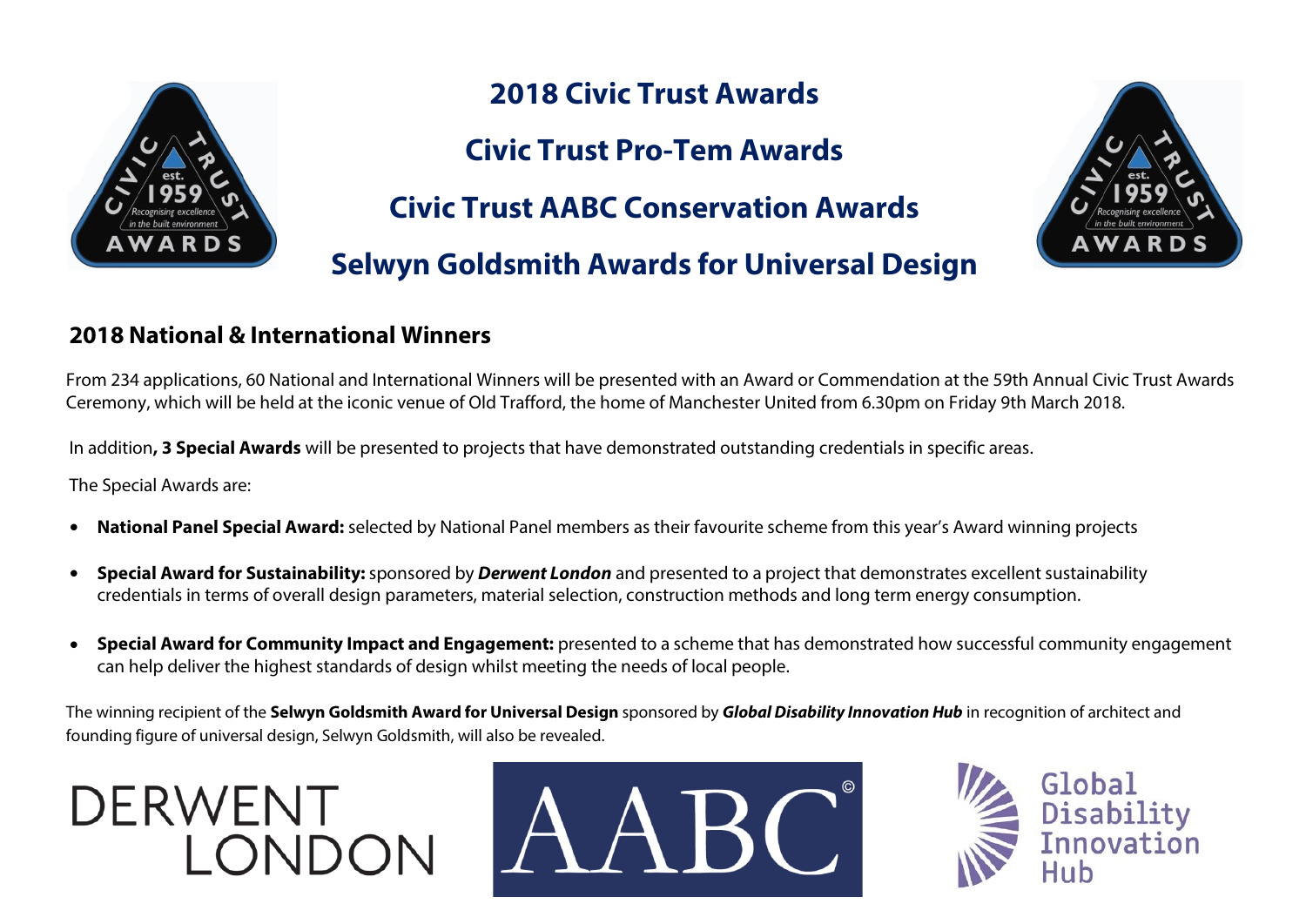# 2018 Civic Trust Awards

# Civic Trust Pro-Tem Awards

# Civic Trust AABC Conservation Awards

# Selwyn Goldsmith Awards for Universal Design

## 2018 National & International Winners

From 234 applications, 60 National and International Winners will be presented with an Award or Commendation at the 59th Annual Civic Trust Awards Ceremony, which will be held at the iconic venue of Old Trafford, the home of Manchester United from 6.30pm on Friday 9th March 2018.

In addition**, 3 Special Awards** will be presented to projects that have demonstrated outstanding credentials in specific areas.

The Special Awards are:

- **National Panel Special Award:** selected by National Panel members as their favourite scheme from this year's Award winning projects
- **Special Award for Sustainability:** sponsored by ***Derwent London*** and presented to a project that demonstrates excellent sustainability credentials in terms of overall design parameters, material selection, construction methods and long term energy consumption.
- **Special Award for Community Impact and Engagement:** presented to a scheme that has demonstrated how successful community engagement can help deliver the highest standards of design whilst meeting the needs of local people.

The winning recipient of the **Selwyn Goldsmith Award for Universal Design** sponsored by ***Global Disability Innovation Hub*** in recognition of architect and founding figure of universal design, Selwyn Goldsmith, will also be revealed.

DERWENT LONDON

AABC

Global Disability Innovation Hub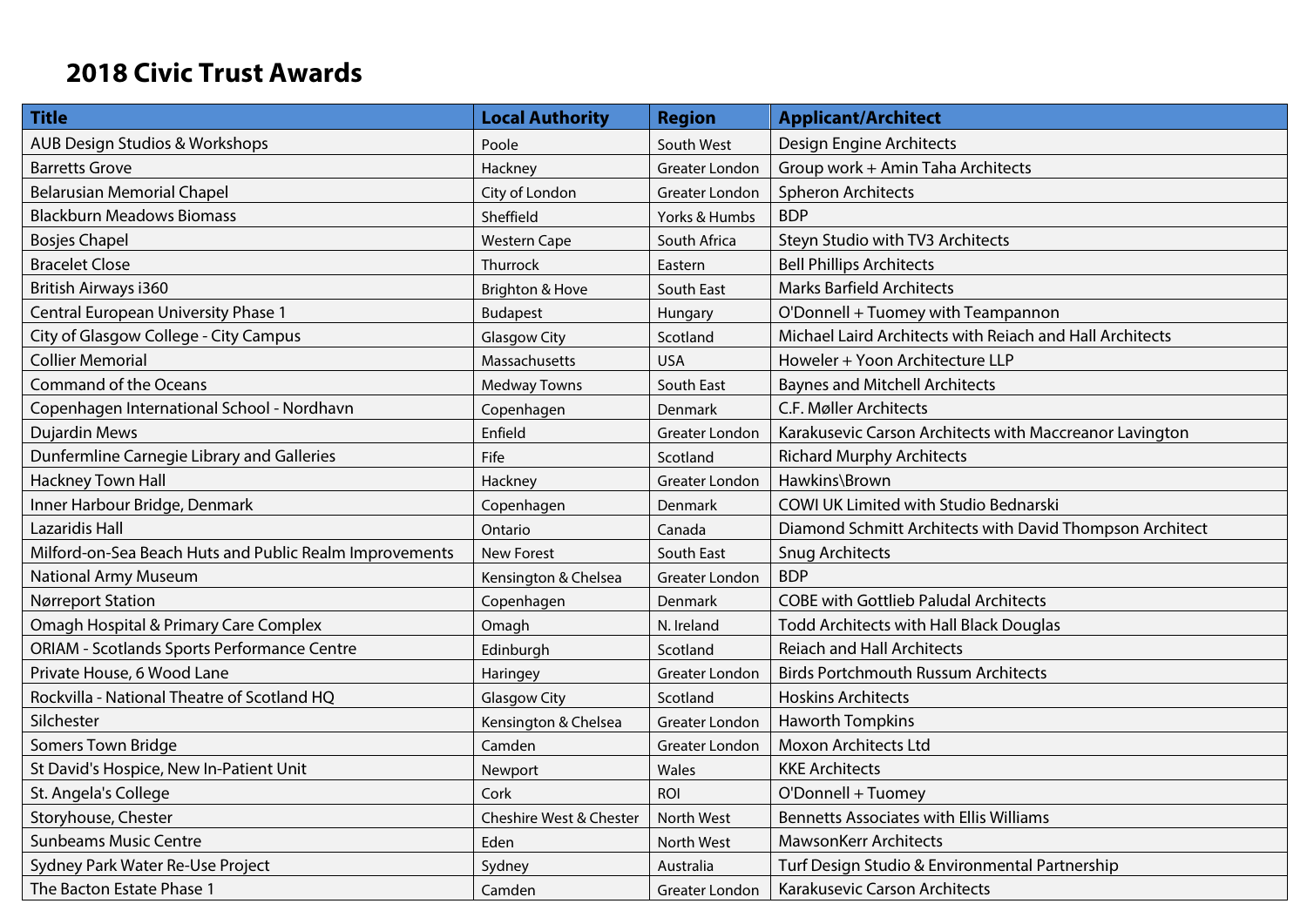# 2018 Civic Trust Awards

| Title | Local Authority | Region | Applicant/Architect |
| --- | --- | --- | --- |
| AUB Design Studios & Workshops | Poole | South West | Design Engine Architects |
| Barretts Grove | Hackney | Greater London | Group work + Amin Taha Architects |
| Belarusian Memorial Chapel | City of London | Greater London | Spheron Architects |
| Blackburn Meadows Biomass | Sheffield | Yorks & Humbs | BDP |
| Bosjes Chapel | Western Cape | South Africa | Steyn Studio with TV3 Architects |
| Bracelet Close | Thurrock | Eastern | Bell Phillips Architects |
| British Airways i360 | Brighton & Hove | South East | Marks Barfield Architects |
| Central European University Phase 1 | Budapest | Hungary | O'Donnell + Tuomey with Teampannon |
| City of Glasgow College - City Campus | Glasgow City | Scotland | Michael Laird Architects with Reiach and Hall Architects |
| Collier Memorial | Massachusetts | USA | Howeler + Yoon Architecture LLP |
| Command of the Oceans | Medway Towns | South East | Baynes and Mitchell Architects |
| Copenhagen International School - Nordhavn | Copenhagen | Denmark | C.F. Møller Architects |
| Dujardin Mews | Enfield | Greater London | Karakusevic Carson Architects with Maccreanor Lavington |
| Dunfermline Carnegie Library and Galleries | Fife | Scotland | Richard Murphy Architects |
| Hackney Town Hall | Hackney | Greater London | Hawkins\Brown |
| Inner Harbour Bridge, Denmark | Copenhagen | Denmark | COWI UK Limited with Studio Bednarski |
| Lazaridis Hall | Ontario | Canada | Diamond Schmitt Architects with David Thompson Architect |
| Milford-on-Sea Beach Huts and Public Realm Improvements | New Forest | South East | Snug Architects |
| National Army Museum | Kensington & Chelsea | Greater London | BDP |
| Nørreport Station | Copenhagen | Denmark | COBE with Gottlieb Paludal Architects |
| Omagh Hospital & Primary Care Complex | Omagh | N. Ireland | Todd Architects with Hall Black Douglas |
| ORIAM - Scotlands Sports Performance Centre | Edinburgh | Scotland | Reiach and Hall Architects |
| Private House, 6 Wood Lane | Haringey | Greater London | Birds Portchmouth Russum Architects |
| Rockvilla - National Theatre of Scotland HQ | Glasgow City | Scotland | Hoskins Architects |
| Silchester | Kensington & Chelsea | Greater London | Haworth Tompkins |
| Somers Town Bridge | Camden | Greater London | Moxon Architects Ltd |
| St David's Hospice, New In-Patient Unit | Newport | Wales | KKE Architects |
| St. Angela's College | Cork | ROI | O'Donnell + Tuomey |
| Storyhouse, Chester | Cheshire West & Chester | North West | Bennetts Associates with Ellis Williams |
| Sunbeams Music Centre | Eden | North West | MawsonKerr Architects |
| Sydney Park Water Re-Use Project | Sydney | Australia | Turf Design Studio & Environmental Partnership |
| The Bacton Estate Phase 1 | Camden | Greater London | Karakusevic Carson Architects |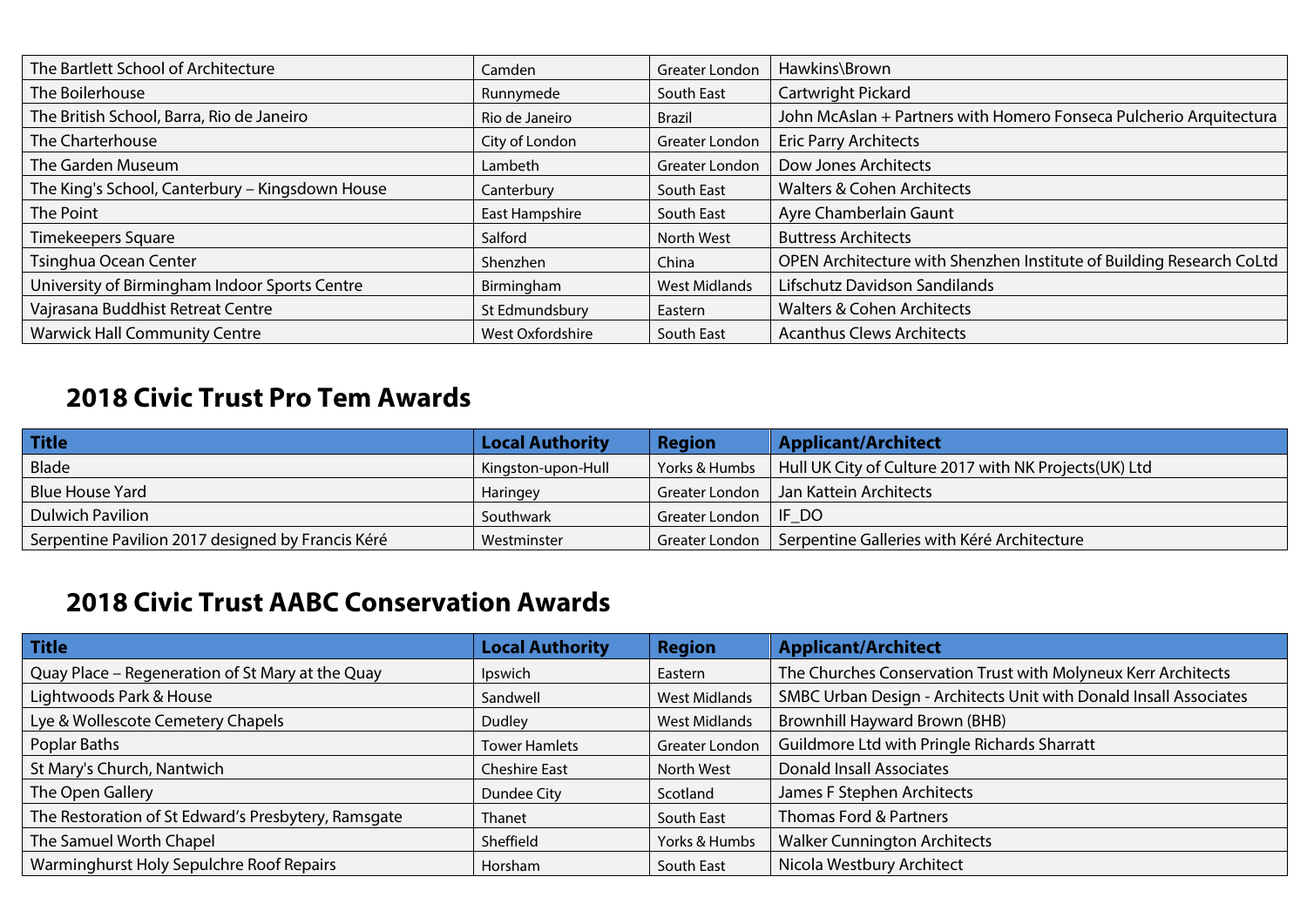| | | | |
|---|---|---|---|
| The Bartlett School of Architecture | Camden | Greater London | Hawkins\Brown |
| The Boilerhouse | Runnymede | South East | Cartwright Pickard |
| The British School, Barra, Rio de Janeiro | Rio de Janeiro | Brazil | John McAslan + Partners with Homero Fonseca Pulcherio Arquitectura |
| The Charterhouse | City of London | Greater London | Eric Parry Architects |
| The Garden Museum | Lambeth | Greater London | Dow Jones Architects |
| The King's School, Canterbury – Kingsdown House | Canterbury | South East | Walters & Cohen Architects |
| The Point | East Hampshire | South East | Ayre Chamberlain Gaunt |
| Timekeepers Square | Salford | North West | Buttress Architects |
| Tsinghua Ocean Center | Shenzhen | China | OPEN Architecture with Shenzhen Institute of Building Research CoLtd |
| University of Birmingham Indoor Sports Centre | Birmingham | West Midlands | Lifschutz Davidson Sandilands |
| Vajrasana Buddhist Retreat Centre | St Edmundsbury | Eastern | Walters & Cohen Architects |
| Warwick Hall Community Centre | West Oxfordshire | South East | Acanthus Clews Architects |

## 2018 Civic Trust Pro Tem Awards

| Title | Local Authority | Region | Applicant/Architect |
|---|---|---|---|
| Blade | Kingston-upon-Hull | Yorks & Humbs | Hull UK City of Culture 2017 with NK Projects(UK) Ltd |
| Blue House Yard | Haringey | Greater London | Jan Kattein Architects |
| Dulwich Pavilion | Southwark | Greater London | IF_DO |
| Serpentine Pavilion 2017 designed by Francis Kéré | Westminster | Greater London | Serpentine Galleries with Kéré Architecture |

## 2018 Civic Trust AABC Conservation Awards

| Title | Local Authority | Region | Applicant/Architect |
|---|---|---|---|
| Quay Place – Regeneration of St Mary at the Quay | Ipswich | Eastern | The Churches Conservation Trust with Molyneux Kerr Architects |
| Lightwoods Park & House | Sandwell | West Midlands | SMBC Urban Design - Architects Unit with Donald Insall Associates |
| Lye & Wollescote Cemetery Chapels | Dudley | West Midlands | Brownhill Hayward Brown (BHB) |
| Poplar Baths | Tower Hamlets | Greater London | Guildmore Ltd with Pringle Richards Sharratt |
| St Mary's Church, Nantwich | Cheshire East | North West | Donald Insall Associates |
| The Open Gallery | Dundee City | Scotland | James F Stephen Architects |
| The Restoration of St Edward's Presbytery, Ramsgate | Thanet | South East | Thomas Ford & Partners |
| The Samuel Worth Chapel | Sheffield | Yorks & Humbs | Walker Cunnington Architects |
| Warminghurst Holy Sepulchre Roof Repairs | Horsham | South East | Nicola Westbury Architect |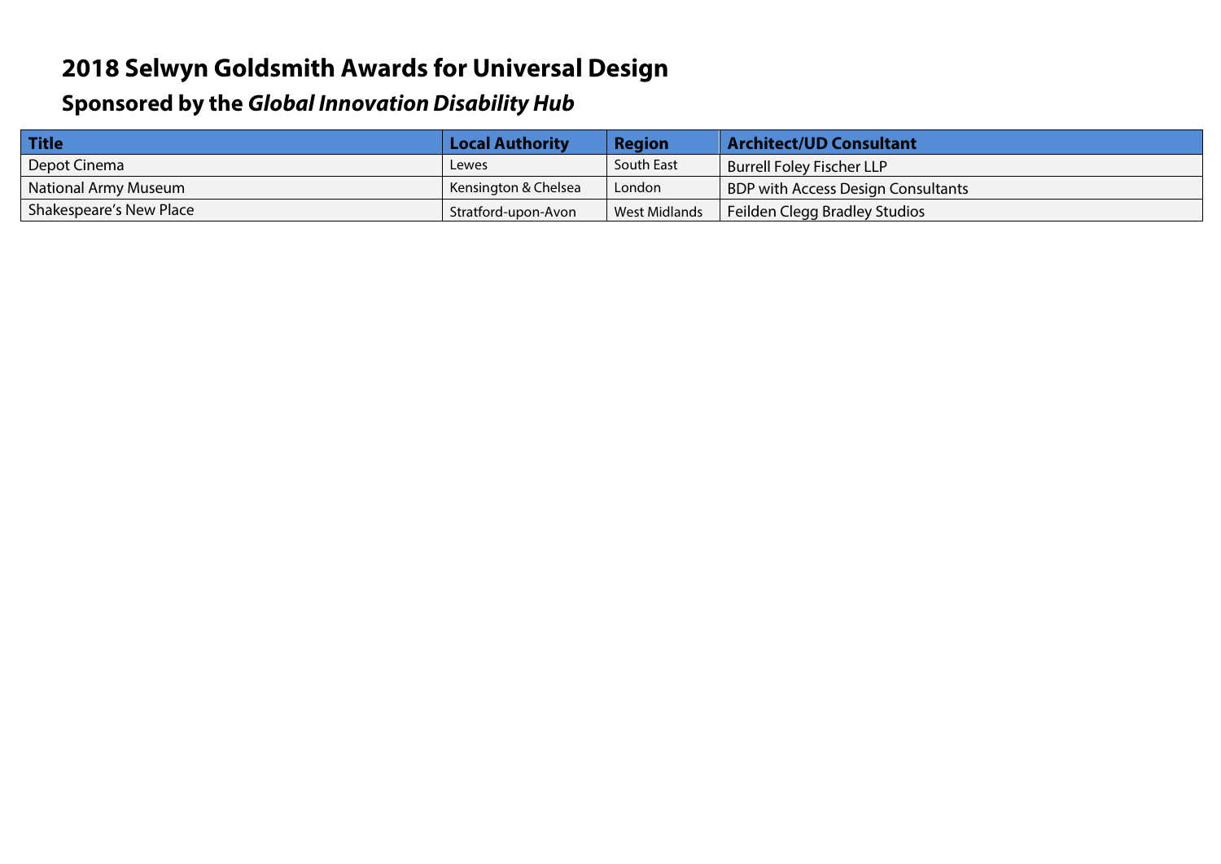# 2018 Selwyn Goldsmith Awards for Universal Design

## Sponsored by the *Global Innovation Disability Hub*

| Title | Local Authority | Region | Architect/UD Consultant |
|---|---|---|---|
| Depot Cinema | Lewes | South East | Burrell Foley Fischer LLP |
| National Army Museum | Kensington & Chelsea | London | BDP with Access Design Consultants |
| Shakespeare's New Place | Stratford-upon-Avon | West Midlands | Feilden Clegg Bradley Studios |